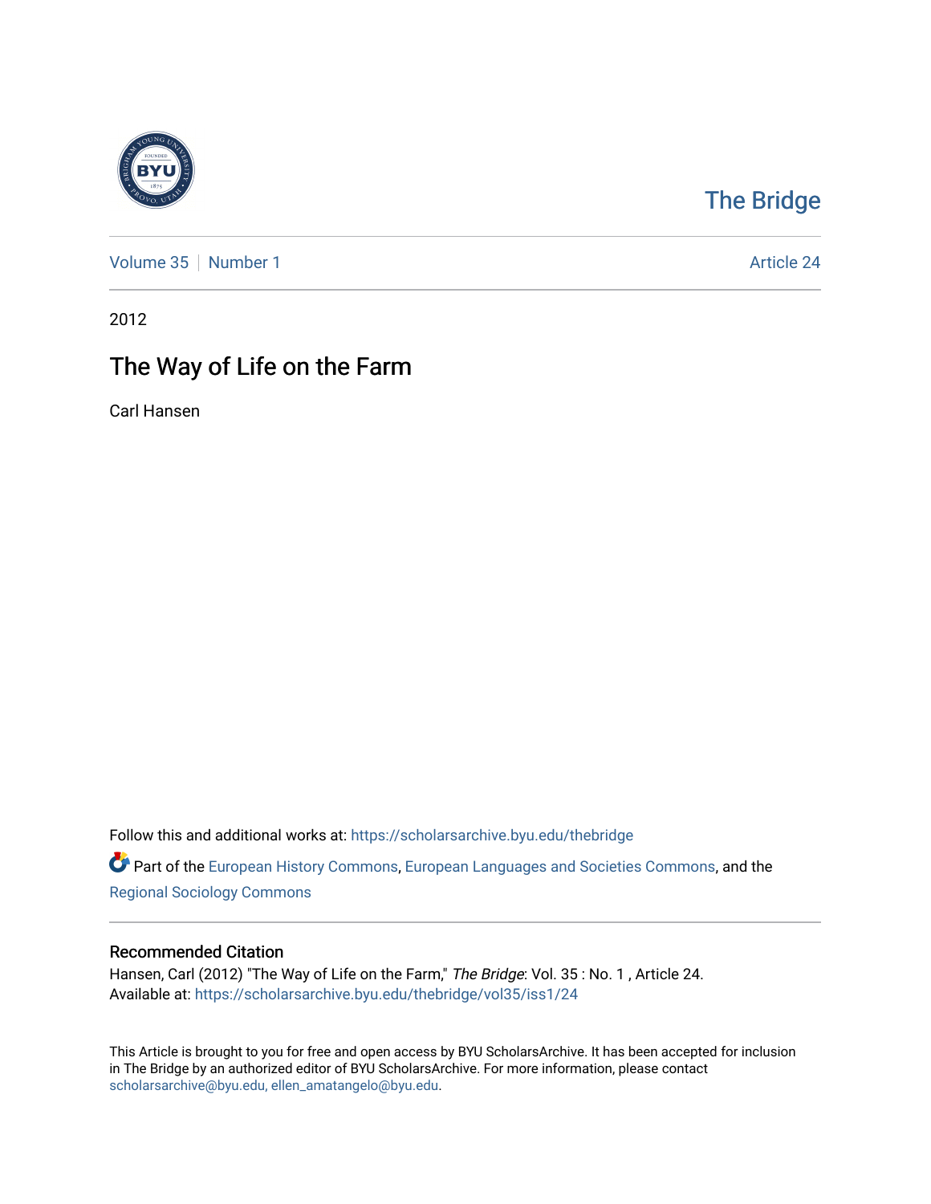The Bridge

Volume 35 | Number 1 | Article 24

2012

# The Way of Life on the Farm

Carl Hansen

Follow this and additional works at: https://scholarsarchive.byu.edu/thebridge

Part of the European History Commons, European Languages and Societies Commons, and the Regional Sociology Commons

## Recommended Citation

Hansen, Carl (2012) "The Way of Life on the Farm," *The Bridge*: Vol. 35 : No. 1 , Article 24.
Available at: https://scholarsarchive.byu.edu/thebridge/vol35/iss1/24

This Article is brought to you for free and open access by BYU ScholarsArchive. It has been accepted for inclusion in The Bridge by an authorized editor of BYU ScholarsArchive. For more information, please contact scholarsarchive@byu.edu, ellen_amatangelo@byu.edu.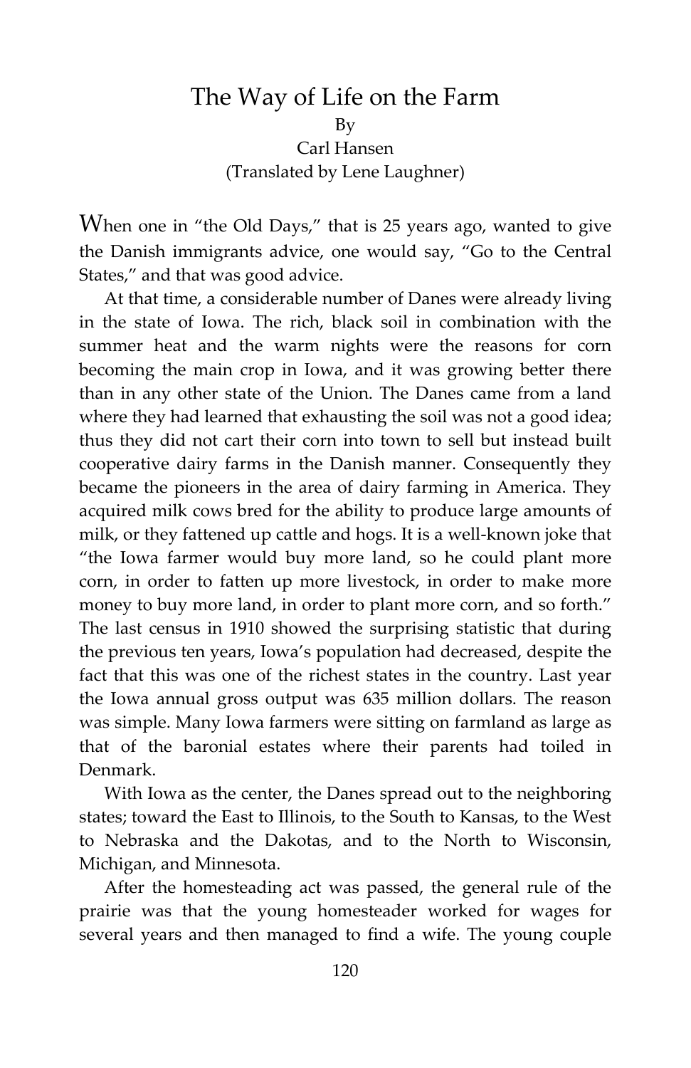# The Way of Life on the Farm

By

Carl Hansen

(Translated by Lene Laughner)

When one in "the Old Days," that is 25 years ago, wanted to give the Danish immigrants advice, one would say, "Go to the Central States," and that was good advice.

At that time, a considerable number of Danes were already living in the state of Iowa. The rich, black soil in combination with the summer heat and the warm nights were the reasons for corn becoming the main crop in Iowa, and it was growing better there than in any other state of the Union. The Danes came from a land where they had learned that exhausting the soil was not a good idea; thus they did not cart their corn into town to sell but instead built cooperative dairy farms in the Danish manner. Consequently they became the pioneers in the area of dairy farming in America. They acquired milk cows bred for the ability to produce large amounts of milk, or they fattened up cattle and hogs. It is a well-known joke that "the Iowa farmer would buy more land, so he could plant more corn, in order to fatten up more livestock, in order to make more money to buy more land, in order to plant more corn, and so forth." The last census in 1910 showed the surprising statistic that during the previous ten years, Iowa's population had decreased, despite the fact that this was one of the richest states in the country. Last year the Iowa annual gross output was 635 million dollars. The reason was simple. Many Iowa farmers were sitting on farmland as large as that of the baronial estates where their parents had toiled in Denmark.

With Iowa as the center, the Danes spread out to the neighboring states; toward the East to Illinois, to the South to Kansas, to the West to Nebraska and the Dakotas, and to the North to Wisconsin, Michigan, and Minnesota.

After the homesteading act was passed, the general rule of the prairie was that the young homesteader worked for wages for several years and then managed to find a wife. The young couple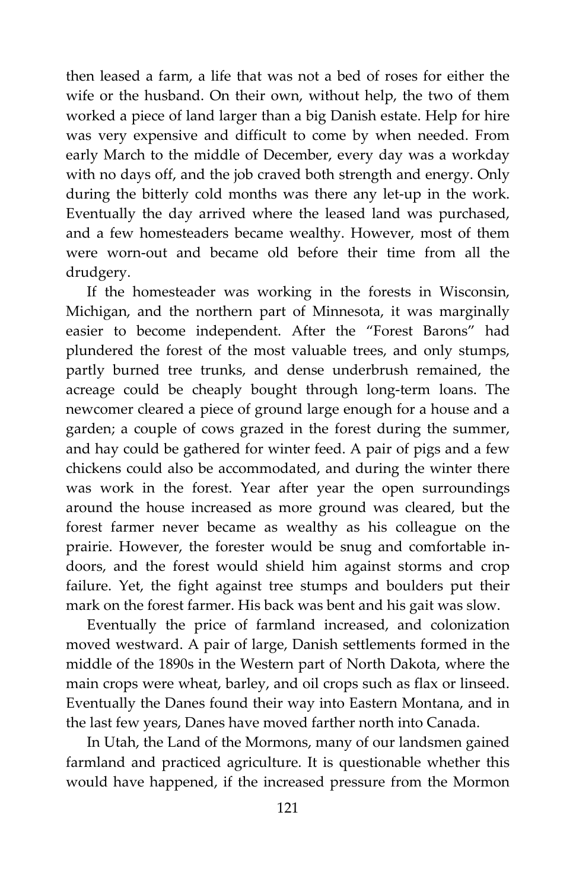then leased a farm, a life that was not a bed of roses for either the wife or the husband. On their own, without help, the two of them worked a piece of land larger than a big Danish estate. Help for hire was very expensive and difficult to come by when needed. From early March to the middle of December, every day was a workday with no days off, and the job craved both strength and energy. Only during the bitterly cold months was there any let-up in the work. Eventually the day arrived where the leased land was purchased, and a few homesteaders became wealthy. However, most of them were worn-out and became old before their time from all the drudgery.

If the homesteader was working in the forests in Wisconsin, Michigan, and the northern part of Minnesota, it was marginally easier to become independent. After the "Forest Barons" had plundered the forest of the most valuable trees, and only stumps, partly burned tree trunks, and dense underbrush remained, the acreage could be cheaply bought through long-term loans. The newcomer cleared a piece of ground large enough for a house and a garden; a couple of cows grazed in the forest during the summer, and hay could be gathered for winter feed. A pair of pigs and a few chickens could also be accommodated, and during the winter there was work in the forest. Year after year the open surroundings around the house increased as more ground was cleared, but the forest farmer never became as wealthy as his colleague on the prairie. However, the forester would be snug and comfortable indoors, and the forest would shield him against storms and crop failure. Yet, the fight against tree stumps and boulders put their mark on the forest farmer. His back was bent and his gait was slow.

Eventually the price of farmland increased, and colonization moved westward. A pair of large, Danish settlements formed in the middle of the 1890s in the Western part of North Dakota, where the main crops were wheat, barley, and oil crops such as flax or linseed. Eventually the Danes found their way into Eastern Montana, and in the last few years, Danes have moved farther north into Canada.

In Utah, the Land of the Mormons, many of our landsmen gained farmland and practiced agriculture. It is questionable whether this would have happened, if the increased pressure from the Mormon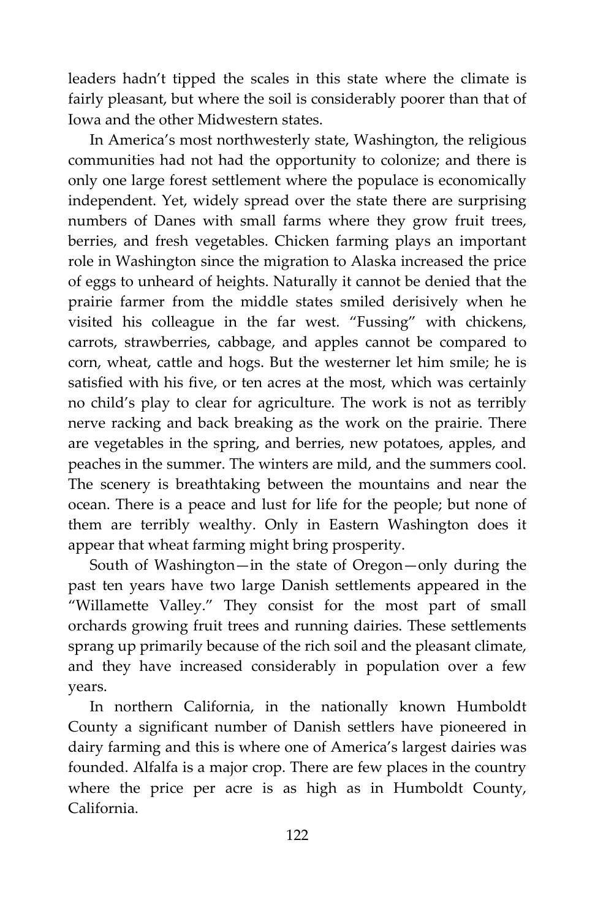leaders hadn't tipped the scales in this state where the climate is fairly pleasant, but where the soil is considerably poorer than that of Iowa and the other Midwestern states.

In America's most northwesterly state, Washington, the religious communities had not had the opportunity to colonize; and there is only one large forest settlement where the populace is economically independent. Yet, widely spread over the state there are surprising numbers of Danes with small farms where they grow fruit trees, berries, and fresh vegetables. Chicken farming plays an important role in Washington since the migration to Alaska increased the price of eggs to unheard of heights. Naturally it cannot be denied that the prairie farmer from the middle states smiled derisively when he visited his colleague in the far west. "Fussing" with chickens, carrots, strawberries, cabbage, and apples cannot be compared to corn, wheat, cattle and hogs. But the westerner let him smile; he is satisfied with his five, or ten acres at the most, which was certainly no child's play to clear for agriculture. The work is not as terribly nerve racking and back breaking as the work on the prairie. There are vegetables in the spring, and berries, new potatoes, apples, and peaches in the summer. The winters are mild, and the summers cool. The scenery is breathtaking between the mountains and near the ocean. There is a peace and lust for life for the people; but none of them are terribly wealthy. Only in Eastern Washington does it appear that wheat farming might bring prosperity.

South of Washington—in the state of Oregon—only during the past ten years have two large Danish settlements appeared in the "Willamette Valley." They consist for the most part of small orchards growing fruit trees and running dairies. These settlements sprang up primarily because of the rich soil and the pleasant climate, and they have increased considerably in population over a few years.

In northern California, in the nationally known Humboldt County a significant number of Danish settlers have pioneered in dairy farming and this is where one of America's largest dairies was founded. Alfalfa is a major crop. There are few places in the country where the price per acre is as high as in Humboldt County, California.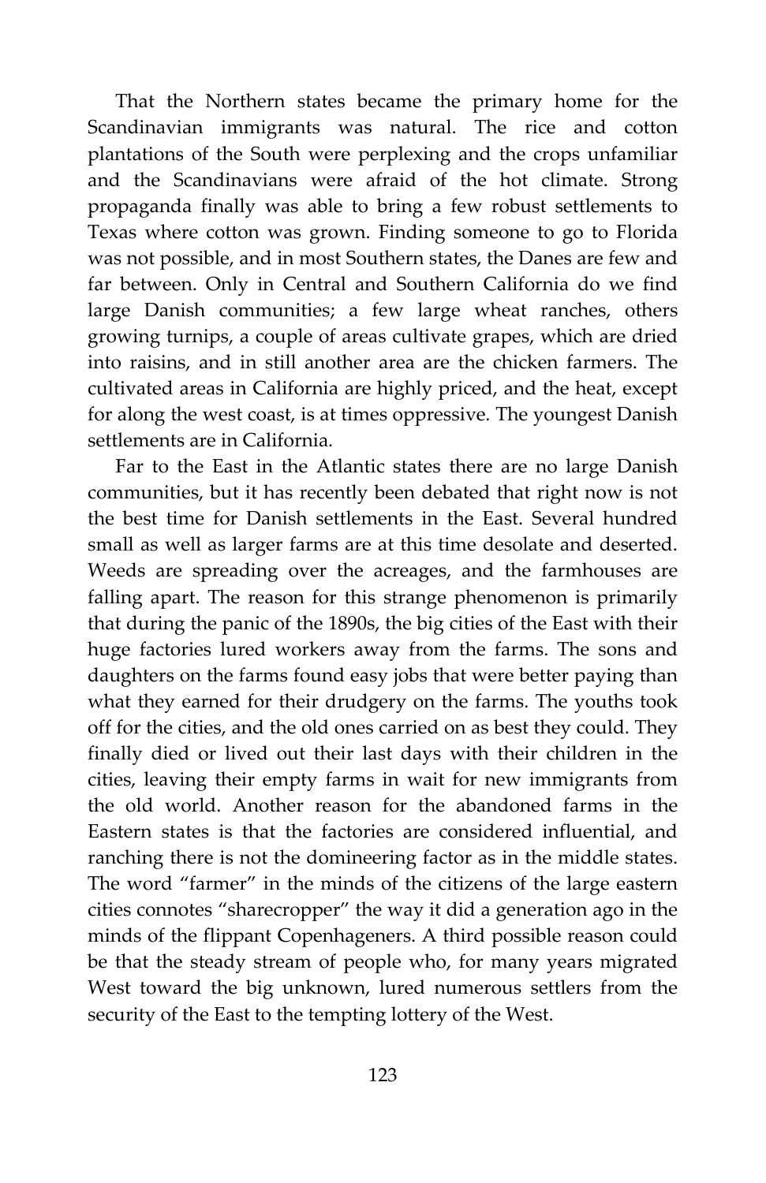That the Northern states became the primary home for the Scandinavian immigrants was natural. The rice and cotton plantations of the South were perplexing and the crops unfamiliar and the Scandinavians were afraid of the hot climate. Strong propaganda finally was able to bring a few robust settlements to Texas where cotton was grown. Finding someone to go to Florida was not possible, and in most Southern states, the Danes are few and far between. Only in Central and Southern California do we find large Danish communities; a few large wheat ranches, others growing turnips, a couple of areas cultivate grapes, which are dried into raisins, and in still another area are the chicken farmers. The cultivated areas in California are highly priced, and the heat, except for along the west coast, is at times oppressive. The youngest Danish settlements are in California.

Far to the East in the Atlantic states there are no large Danish communities, but it has recently been debated that right now is not the best time for Danish settlements in the East. Several hundred small as well as larger farms are at this time desolate and deserted. Weeds are spreading over the acreages, and the farmhouses are falling apart. The reason for this strange phenomenon is primarily that during the panic of the 1890s, the big cities of the East with their huge factories lured workers away from the farms. The sons and daughters on the farms found easy jobs that were better paying than what they earned for their drudgery on the farms. The youths took off for the cities, and the old ones carried on as best they could. They finally died or lived out their last days with their children in the cities, leaving their empty farms in wait for new immigrants from the old world. Another reason for the abandoned farms in the Eastern states is that the factories are considered influential, and ranching there is not the domineering factor as in the middle states. The word "farmer" in the minds of the citizens of the large eastern cities connotes "sharecropper" the way it did a generation ago in the minds of the flippant Copenhageners. A third possible reason could be that the steady stream of people who, for many years migrated West toward the big unknown, lured numerous settlers from the security of the East to the tempting lottery of the West.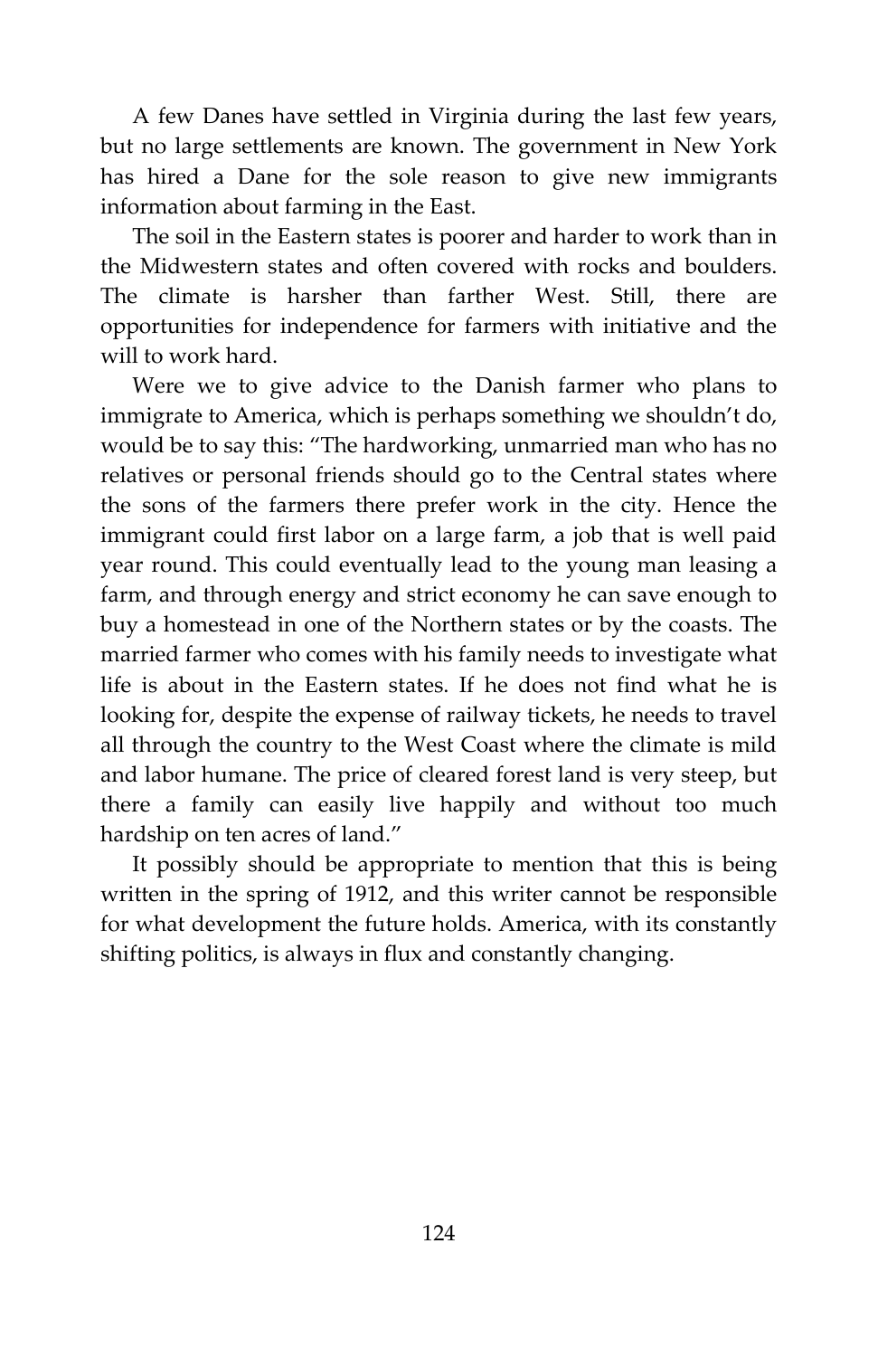A few Danes have settled in Virginia during the last few years, but no large settlements are known. The government in New York has hired a Dane for the sole reason to give new immigrants information about farming in the East.

The soil in the Eastern states is poorer and harder to work than in the Midwestern states and often covered with rocks and boulders. The climate is harsher than farther West. Still, there are opportunities for independence for farmers with initiative and the will to work hard.

Were we to give advice to the Danish farmer who plans to immigrate to America, which is perhaps something we shouldn't do, would be to say this: "The hardworking, unmarried man who has no relatives or personal friends should go to the Central states where the sons of the farmers there prefer work in the city. Hence the immigrant could first labor on a large farm, a job that is well paid year round. This could eventually lead to the young man leasing a farm, and through energy and strict economy he can save enough to buy a homestead in one of the Northern states or by the coasts. The married farmer who comes with his family needs to investigate what life is about in the Eastern states. If he does not find what he is looking for, despite the expense of railway tickets, he needs to travel all through the country to the West Coast where the climate is mild and labor humane. The price of cleared forest land is very steep, but there a family can easily live happily and without too much hardship on ten acres of land."

It possibly should be appropriate to mention that this is being written in the spring of 1912, and this writer cannot be responsible for what development the future holds. America, with its constantly shifting politics, is always in flux and constantly changing.